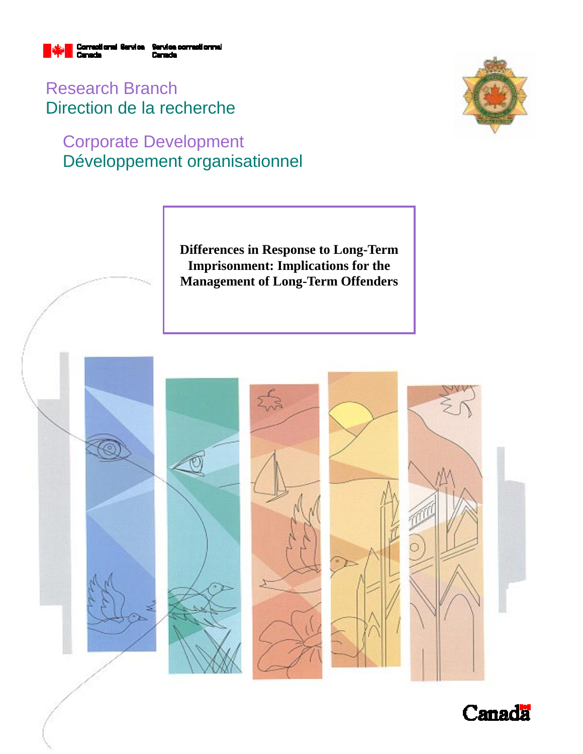Correctional Service Canada | Service correctionnel Canada

Research Branch
Direction de la recherche

Corporate Development
Développement organisationnel

# Differences in Response to Long-Term Imprisonment: Implications for the Management of Long-Term Offenders

Canada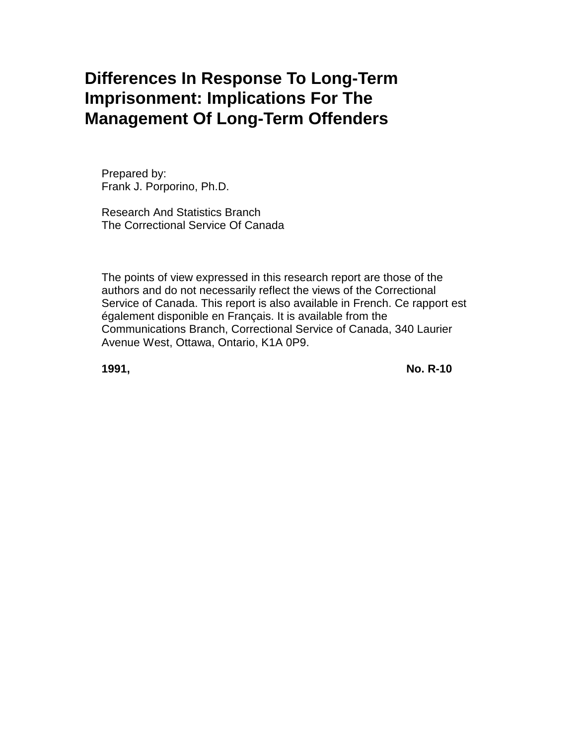# Differences In Response To Long-Term Imprisonment: Implications For The Management Of Long-Term Offenders

Prepared by:
Frank J. Porporino, Ph.D.

Research And Statistics Branch
The Correctional Service Of Canada

The points of view expressed in this research report are those of the authors and do not necessarily reflect the views of the Correctional Service of Canada. This report is also available in French. Ce rapport est également disponible en Français. It is available from the Communications Branch, Correctional Service of Canada, 340 Laurier Avenue West, Ottawa, Ontario, K1A 0P9.

**1991, No. R-10**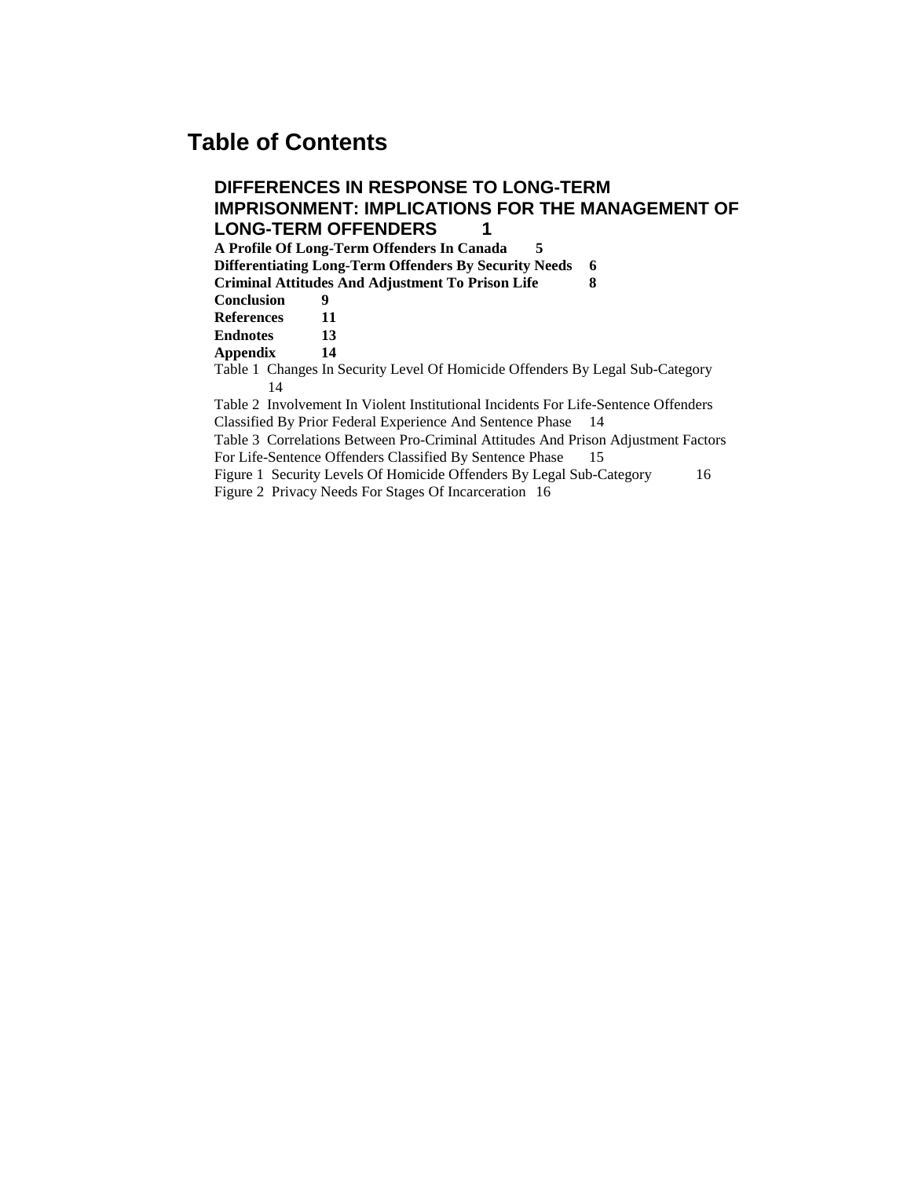# Table of Contents

**DIFFERENCES IN RESPONSE TO LONG-TERM IMPRISONMENT: IMPLICATIONS FOR THE MANAGEMENT OF LONG-TERM OFFENDERS 1**

**A Profile Of Long-Term Offenders In Canada 5**

**Differentiating Long-Term Offenders By Security Needs 6**

**Criminal Attitudes And Adjustment To Prison Life 8**

**Conclusion 9**

**References 11**

**Endnotes 13**

**Appendix 14**

Table 1 Changes In Security Level Of Homicide Offenders By Legal Sub-Category 14

Table 2 Involvement In Violent Institutional Incidents For Life-Sentence Offenders Classified By Prior Federal Experience And Sentence Phase 14

Table 3 Correlations Between Pro-Criminal Attitudes And Prison Adjustment Factors For Life-Sentence Offenders Classified By Sentence Phase 15

Figure 1 Security Levels Of Homicide Offenders By Legal Sub-Category 16

Figure 2 Privacy Needs For Stages Of Incarceration 16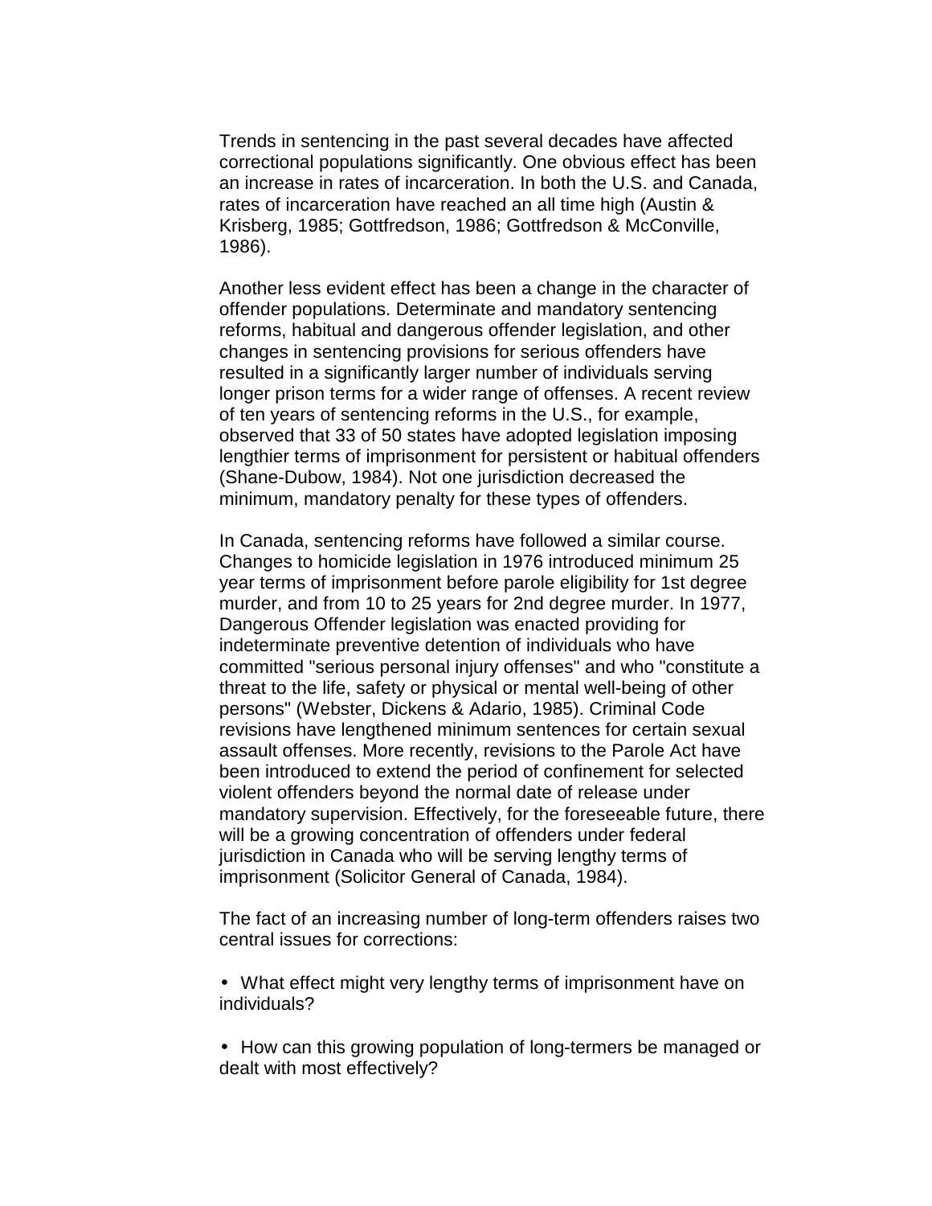Trends in sentencing in the past several decades have affected correctional populations significantly. One obvious effect has been an increase in rates of incarceration. In both the U.S. and Canada, rates of incarceration have reached an all time high (Austin & Krisberg, 1985; Gottfredson, 1986; Gottfredson & McConville, 1986).

Another less evident effect has been a change in the character of offender populations. Determinate and mandatory sentencing reforms, habitual and dangerous offender legislation, and other changes in sentencing provisions for serious offenders have resulted in a significantly larger number of individuals serving longer prison terms for a wider range of offenses. A recent review of ten years of sentencing reforms in the U.S., for example, observed that 33 of 50 states have adopted legislation imposing lengthier terms of imprisonment for persistent or habitual offenders (Shane-Dubow, 1984). Not one jurisdiction decreased the minimum, mandatory penalty for these types of offenders.

In Canada, sentencing reforms have followed a similar course. Changes to homicide legislation in 1976 introduced minimum 25 year terms of imprisonment before parole eligibility for 1st degree murder, and from 10 to 25 years for 2nd degree murder. In 1977, Dangerous Offender legislation was enacted providing for indeterminate preventive detention of individuals who have committed "serious personal injury offenses" and who "constitute a threat to the life, safety or physical or mental well-being of other persons" (Webster, Dickens & Adario, 1985). Criminal Code revisions have lengthened minimum sentences for certain sexual assault offenses. More recently, revisions to the Parole Act have been introduced to extend the period of confinement for selected violent offenders beyond the normal date of release under mandatory supervision. Effectively, for the foreseeable future, there will be a growing concentration of offenders under federal jurisdiction in Canada who will be serving lengthy terms of imprisonment (Solicitor General of Canada, 1984).

The fact of an increasing number of long-term offenders raises two central issues for corrections:

- What effect might very lengthy terms of imprisonment have on individuals?

- How can this growing population of long-termers be managed or dealt with most effectively?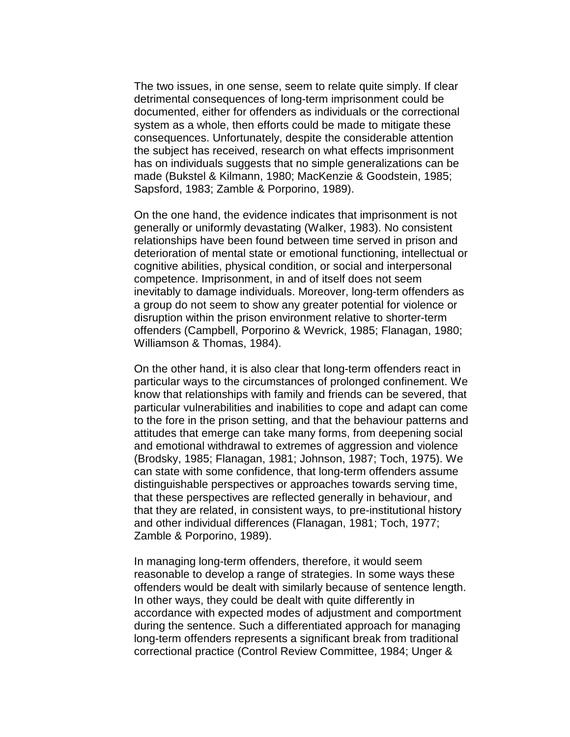The two issues, in one sense, seem to relate quite simply. If clear detrimental consequences of long-term imprisonment could be documented, either for offenders as individuals or the correctional system as a whole, then efforts could be made to mitigate these consequences. Unfortunately, despite the considerable attention the subject has received, research on what effects imprisonment has on individuals suggests that no simple generalizations can be made (Bukstel & Kilmann, 1980; MacKenzie & Goodstein, 1985; Sapsford, 1983; Zamble & Porporino, 1989).

On the one hand, the evidence indicates that imprisonment is not generally or uniformly devastating (Walker, 1983). No consistent relationships have been found between time served in prison and deterioration of mental state or emotional functioning, intellectual or cognitive abilities, physical condition, or social and interpersonal competence. Imprisonment, in and of itself does not seem inevitably to damage individuals. Moreover, long-term offenders as a group do not seem to show any greater potential for violence or disruption within the prison environment relative to shorter-term offenders (Campbell, Porporino & Wevrick, 1985; Flanagan, 1980; Williamson & Thomas, 1984).

On the other hand, it is also clear that long-term offenders react in particular ways to the circumstances of prolonged confinement. We know that relationships with family and friends can be severed, that particular vulnerabilities and inabilities to cope and adapt can come to the fore in the prison setting, and that the behaviour patterns and attitudes that emerge can take many forms, from deepening social and emotional withdrawal to extremes of aggression and violence (Brodsky, 1985; Flanagan, 1981; Johnson, 1987; Toch, 1975). We can state with some confidence, that long-term offenders assume distinguishable perspectives or approaches towards serving time, that these perspectives are reflected generally in behaviour, and that they are related, in consistent ways, to pre-institutional history and other individual differences (Flanagan, 1981; Toch, 1977; Zamble & Porporino, 1989).

In managing long-term offenders, therefore, it would seem reasonable to develop a range of strategies. In some ways these offenders would be dealt with similarly because of sentence length. In other ways, they could be dealt with quite differently in accordance with expected modes of adjustment and comportment during the sentence. Such a differentiated approach for managing long-term offenders represents a significant break from traditional correctional practice (Control Review Committee, 1984; Unger &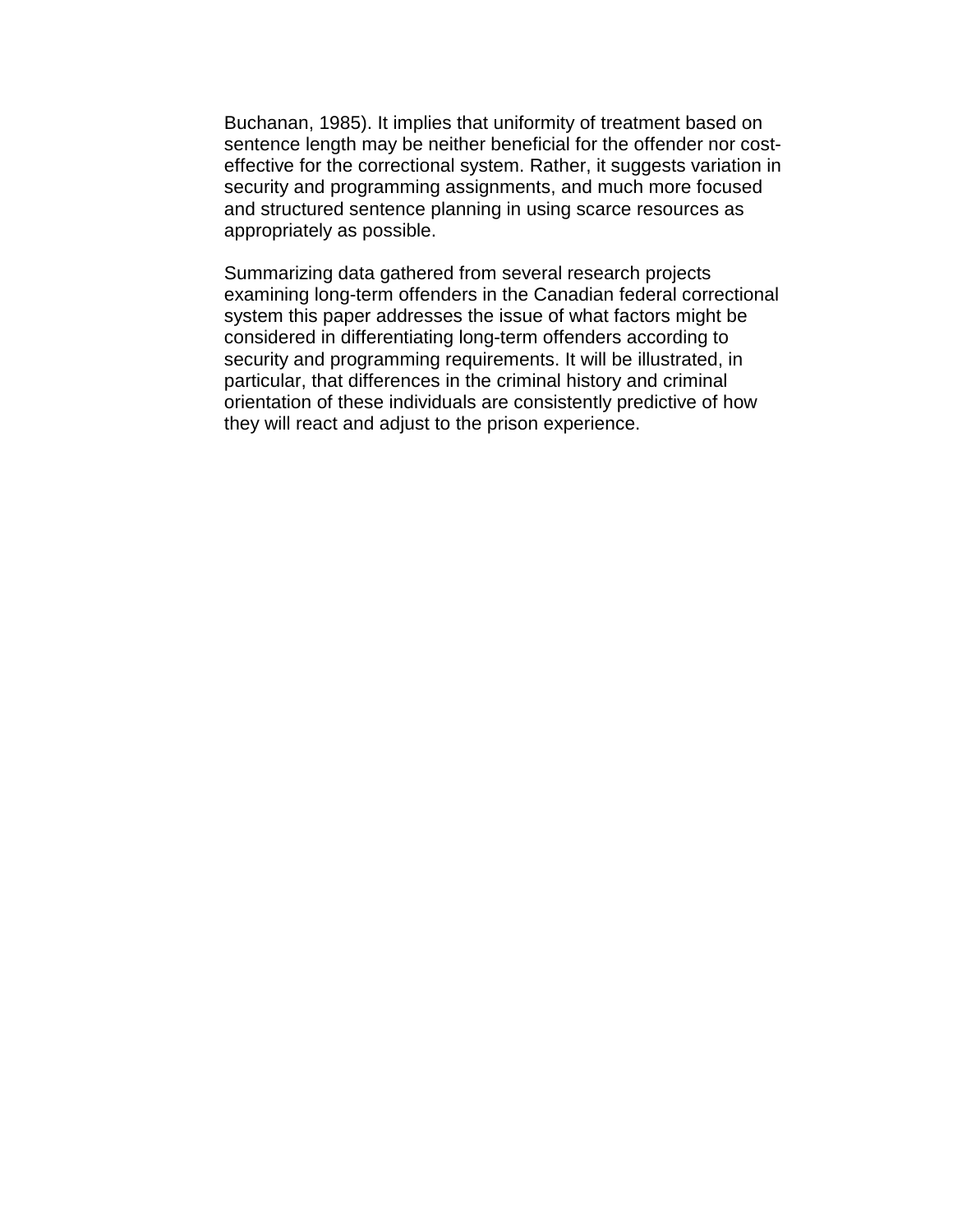Buchanan, 1985). It implies that uniformity of treatment based on sentence length may be neither beneficial for the offender nor cost-effective for the correctional system. Rather, it suggests variation in security and programming assignments, and much more focused and structured sentence planning in using scarce resources as appropriately as possible.

Summarizing data gathered from several research projects examining long-term offenders in the Canadian federal correctional system this paper addresses the issue of what factors might be considered in differentiating long-term offenders according to security and programming requirements. It will be illustrated, in particular, that differences in the criminal history and criminal orientation of these individuals are consistently predictive of how they will react and adjust to the prison experience.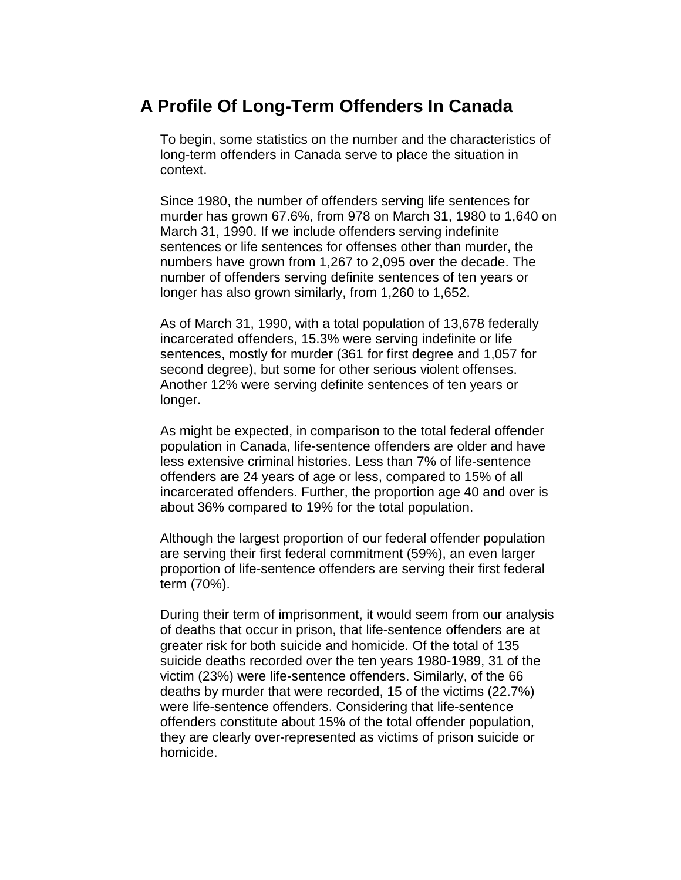## A Profile Of Long-Term Offenders In Canada

To begin, some statistics on the number and the characteristics of long-term offenders in Canada serve to place the situation in context.

Since 1980, the number of offenders serving life sentences for murder has grown 67.6%, from 978 on March 31, 1980 to 1,640 on March 31, 1990. If we include offenders serving indefinite sentences or life sentences for offenses other than murder, the numbers have grown from 1,267 to 2,095 over the decade. The number of offenders serving definite sentences of ten years or longer has also grown similarly, from 1,260 to 1,652.

As of March 31, 1990, with a total population of 13,678 federally incarcerated offenders, 15.3% were serving indefinite or life sentences, mostly for murder (361 for first degree and 1,057 for second degree), but some for other serious violent offenses. Another 12% were serving definite sentences of ten years or longer.

As might be expected, in comparison to the total federal offender population in Canada, life-sentence offenders are older and have less extensive criminal histories. Less than 7% of life-sentence offenders are 24 years of age or less, compared to 15% of all incarcerated offenders. Further, the proportion age 40 and over is about 36% compared to 19% for the total population.

Although the largest proportion of our federal offender population are serving their first federal commitment (59%), an even larger proportion of life-sentence offenders are serving their first federal term (70%).

During their term of imprisonment, it would seem from our analysis of deaths that occur in prison, that life-sentence offenders are at greater risk for both suicide and homicide. Of the total of 135 suicide deaths recorded over the ten years 1980-1989, 31 of the victim (23%) were life-sentence offenders. Similarly, of the 66 deaths by murder that were recorded, 15 of the victims (22.7%) were life-sentence offenders. Considering that life-sentence offenders constitute about 15% of the total offender population, they are clearly over-represented as victims of prison suicide or homicide.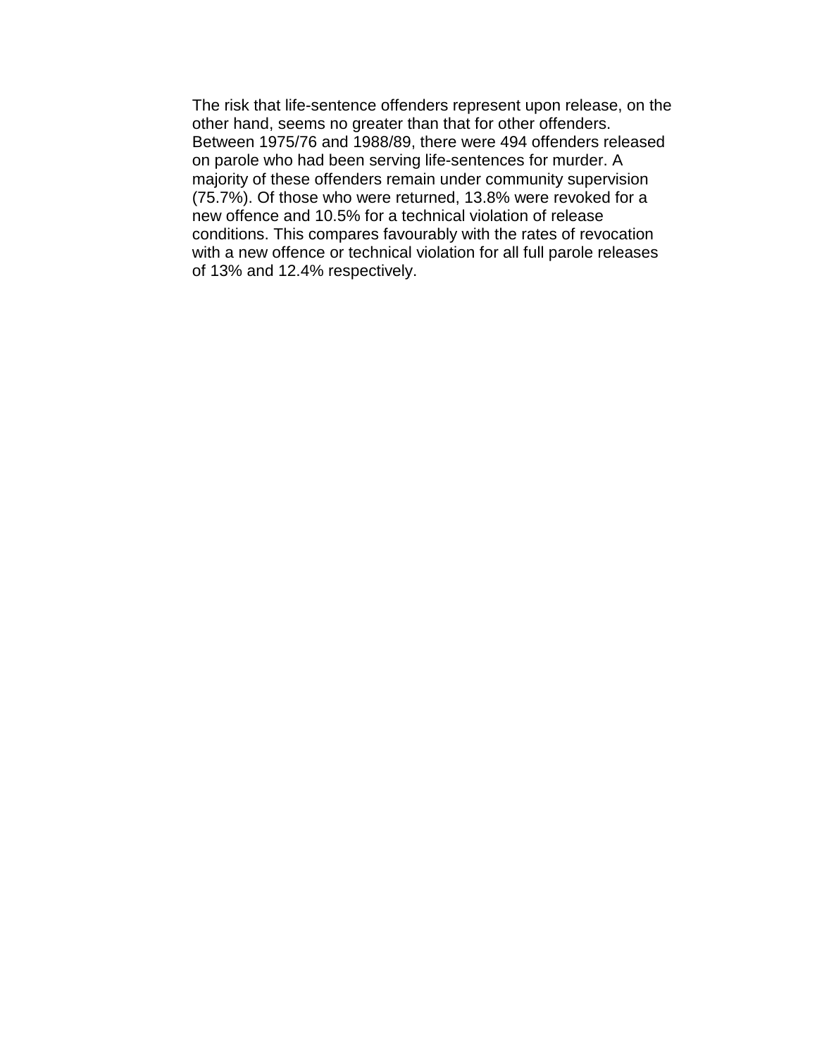The risk that life-sentence offenders represent upon release, on the other hand, seems no greater than that for other offenders. Between 1975/76 and 1988/89, there were 494 offenders released on parole who had been serving life-sentences for murder. A majority of these offenders remain under community supervision (75.7%). Of those who were returned, 13.8% were revoked for a new offence and 10.5% for a technical violation of release conditions. This compares favourably with the rates of revocation with a new offence or technical violation for all full parole releases of 13% and 12.4% respectively.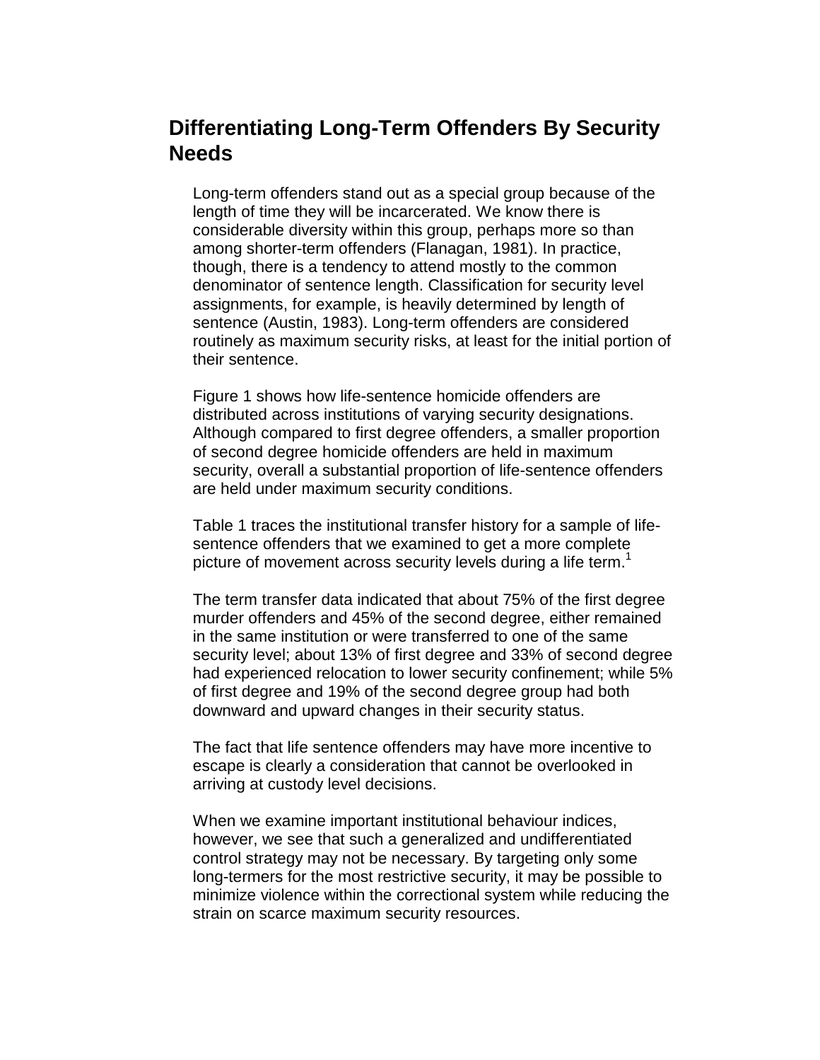## Differentiating Long-Term Offenders By Security Needs

Long-term offenders stand out as a special group because of the length of time they will be incarcerated. We know there is considerable diversity within this group, perhaps more so than among shorter-term offenders (Flanagan, 1981). In practice, though, there is a tendency to attend mostly to the common denominator of sentence length. Classification for security level assignments, for example, is heavily determined by length of sentence (Austin, 1983). Long-term offenders are considered routinely as maximum security risks, at least for the initial portion of their sentence.

Figure 1 shows how life-sentence homicide offenders are distributed across institutions of varying security designations. Although compared to first degree offenders, a smaller proportion of second degree homicide offenders are held in maximum security, overall a substantial proportion of life-sentence offenders are held under maximum security conditions.

Table 1 traces the institutional transfer history for a sample of life-sentence offenders that we examined to get a more complete picture of movement across security levels during a life term.[1]

The term transfer data indicated that about 75% of the first degree murder offenders and 45% of the second degree, either remained in the same institution or were transferred to one of the same security level; about 13% of first degree and 33% of second degree had experienced relocation to lower security confinement; while 5% of first degree and 19% of the second degree group had both downward and upward changes in their security status.

The fact that life sentence offenders may have more incentive to escape is clearly a consideration that cannot be overlooked in arriving at custody level decisions.

When we examine important institutional behaviour indices, however, we see that such a generalized and undifferentiated control strategy may not be necessary. By targeting only some long-termers for the most restrictive security, it may be possible to minimize violence within the correctional system while reducing the strain on scarce maximum security resources.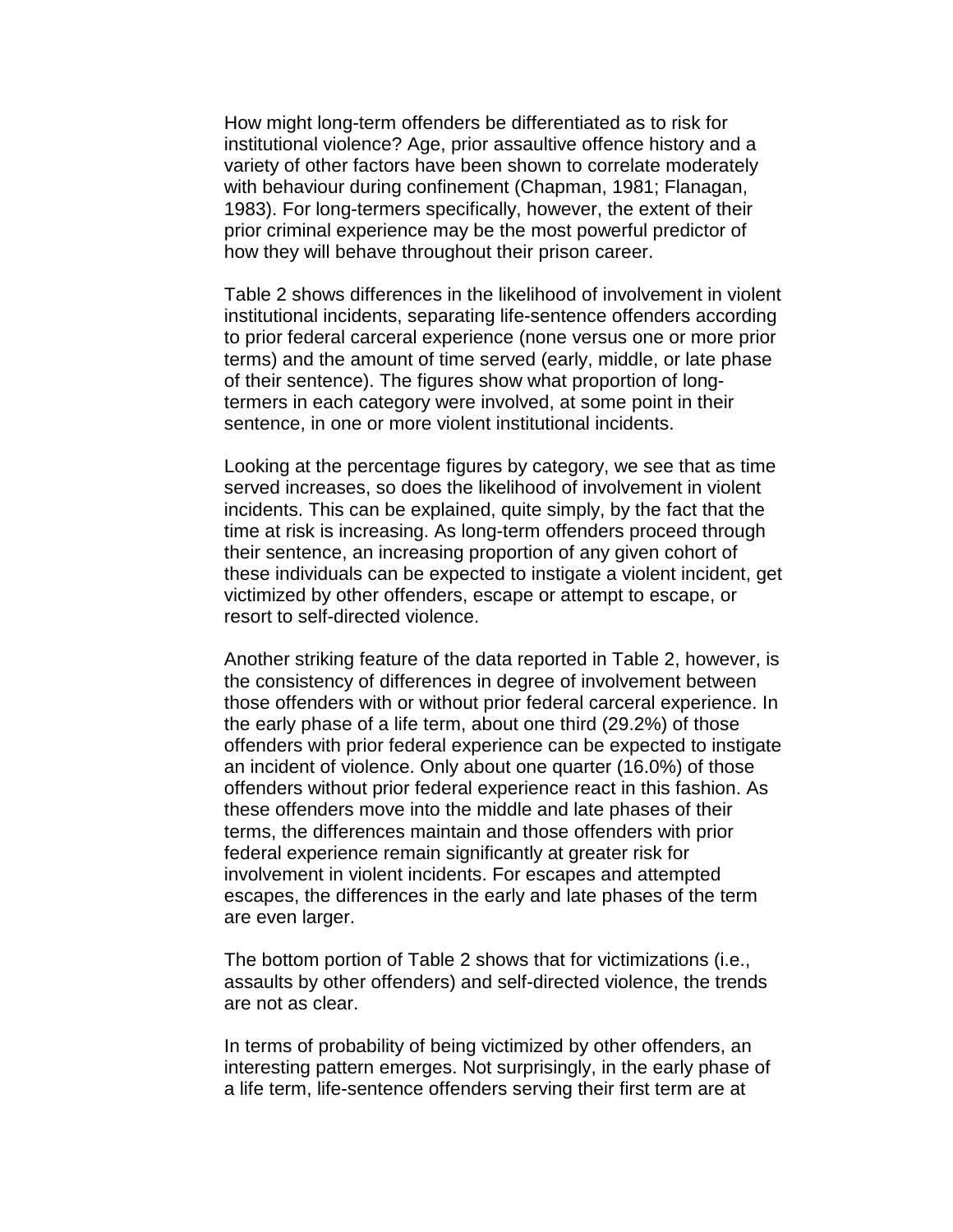How might long-term offenders be differentiated as to risk for institutional violence? Age, prior assaultive offence history and a variety of other factors have been shown to correlate moderately with behaviour during confinement (Chapman, 1981; Flanagan, 1983). For long-termers specifically, however, the extent of their prior criminal experience may be the most powerful predictor of how they will behave throughout their prison career.

Table 2 shows differences in the likelihood of involvement in violent institutional incidents, separating life-sentence offenders according to prior federal carceral experience (none versus one or more prior terms) and the amount of time served (early, middle, or late phase of their sentence). The figures show what proportion of long-termers in each category were involved, at some point in their sentence, in one or more violent institutional incidents.

Looking at the percentage figures by category, we see that as time served increases, so does the likelihood of involvement in violent incidents. This can be explained, quite simply, by the fact that the time at risk is increasing. As long-term offenders proceed through their sentence, an increasing proportion of any given cohort of these individuals can be expected to instigate a violent incident, get victimized by other offenders, escape or attempt to escape, or resort to self-directed violence.

Another striking feature of the data reported in Table 2, however, is the consistency of differences in degree of involvement between those offenders with or without prior federal carceral experience. In the early phase of a life term, about one third (29.2%) of those offenders with prior federal experience can be expected to instigate an incident of violence. Only about one quarter (16.0%) of those offenders without prior federal experience react in this fashion. As these offenders move into the middle and late phases of their terms, the differences maintain and those offenders with prior federal experience remain significantly at greater risk for involvement in violent incidents. For escapes and attempted escapes, the differences in the early and late phases of the term are even larger.

The bottom portion of Table 2 shows that for victimizations (i.e., assaults by other offenders) and self-directed violence, the trends are not as clear.

In terms of probability of being victimized by other offenders, an interesting pattern emerges. Not surprisingly, in the early phase of a life term, life-sentence offenders serving their first term are at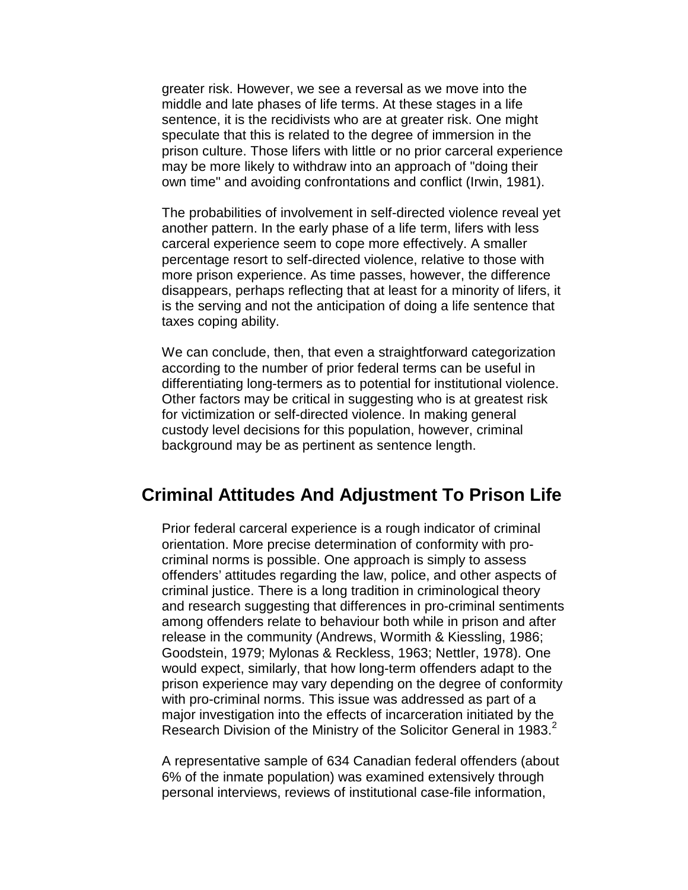greater risk. However, we see a reversal as we move into the middle and late phases of life terms. At these stages in a life sentence, it is the recidivists who are at greater risk. One might speculate that this is related to the degree of immersion in the prison culture. Those lifers with little or no prior carceral experience may be more likely to withdraw into an approach of "doing their own time" and avoiding confrontations and conflict (Irwin, 1981).

The probabilities of involvement in self-directed violence reveal yet another pattern. In the early phase of a life term, lifers with less carceral experience seem to cope more effectively. A smaller percentage resort to self-directed violence, relative to those with more prison experience. As time passes, however, the difference disappears, perhaps reflecting that at least for a minority of lifers, it is the serving and not the anticipation of doing a life sentence that taxes coping ability.

We can conclude, then, that even a straightforward categorization according to the number of prior federal terms can be useful in differentiating long-termers as to potential for institutional violence. Other factors may be critical in suggesting who is at greatest risk for victimization or self-directed violence. In making general custody level decisions for this population, however, criminal background may be as pertinent as sentence length.

## Criminal Attitudes And Adjustment To Prison Life

Prior federal carceral experience is a rough indicator of criminal orientation. More precise determination of conformity with pro-criminal norms is possible. One approach is simply to assess offenders' attitudes regarding the law, police, and other aspects of criminal justice. There is a long tradition in criminological theory and research suggesting that differences in pro-criminal sentiments among offenders relate to behaviour both while in prison and after release in the community (Andrews, Wormith & Kiessling, 1986; Goodstein, 1979; Mylonas & Reckless, 1963; Nettler, 1978). One would expect, similarly, that how long-term offenders adapt to the prison experience may vary depending on the degree of conformity with pro-criminal norms. This issue was addressed as part of a major investigation into the effects of incarceration initiated by the Research Division of the Ministry of the Solicitor General in 1983.[2]

A representative sample of 634 Canadian federal offenders (about 6% of the inmate population) was examined extensively through personal interviews, reviews of institutional case-file information,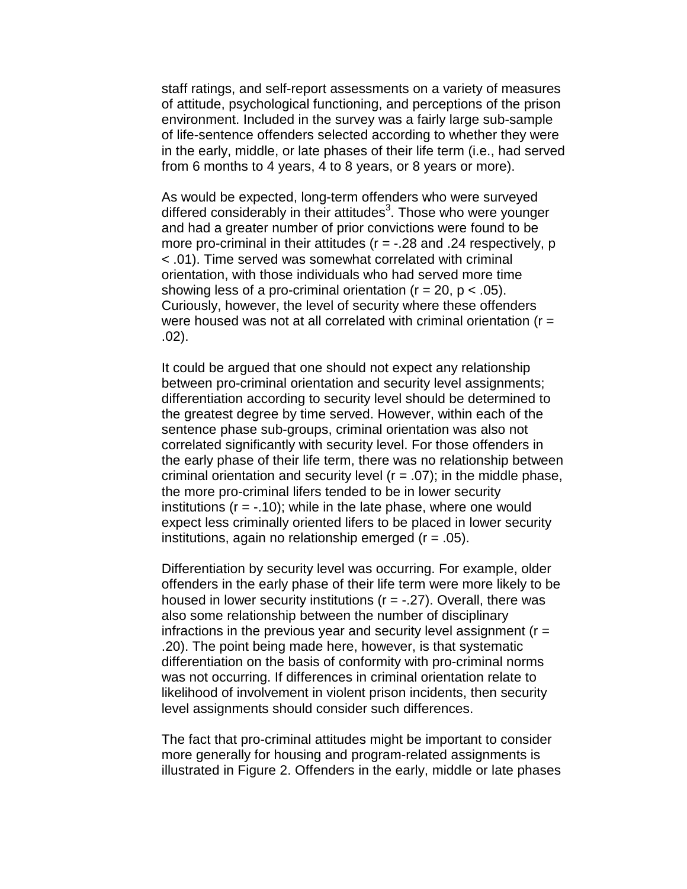staff ratings, and self-report assessments on a variety of measures of attitude, psychological functioning, and perceptions of the prison environment. Included in the survey was a fairly large sub-sample of life-sentence offenders selected according to whether they were in the early, middle, or late phases of their life term (i.e., had served from 6 months to 4 years, 4 to 8 years, or 8 years or more).

As would be expected, long-term offenders who were surveyed differed considerably in their attitudes[3]. Those who were younger and had a greater number of prior convictions were found to be more pro-criminal in their attitudes ($r = -.28$ and $.24$ respectively, $p < .01$). Time served was somewhat correlated with criminal orientation, with those individuals who had served more time showing less of a pro-criminal orientation ($r = 20$, $p < .05$). Curiously, however, the level of security where these offenders were housed was not at all correlated with criminal orientation ($r = .02$).

It could be argued that one should not expect any relationship between pro-criminal orientation and security level assignments; differentiation according to security level should be determined to the greatest degree by time served. However, within each of the sentence phase sub-groups, criminal orientation was also not correlated significantly with security level. For those offenders in the early phase of their life term, there was no relationship between criminal orientation and security level ($r = .07$); in the middle phase, the more pro-criminal lifers tended to be in lower security institutions ($r = -.10$); while in the late phase, where one would expect less criminally oriented lifers to be placed in lower security institutions, again no relationship emerged ($r = .05$).

Differentiation by security level was occurring. For example, older offenders in the early phase of their life term were more likely to be housed in lower security institutions ($r = -.27$). Overall, there was also some relationship between the number of disciplinary infractions in the previous year and security level assignment ($r = .20$). The point being made here, however, is that systematic differentiation on the basis of conformity with pro-criminal norms was not occurring. If differences in criminal orientation relate to likelihood of involvement in violent prison incidents, then security level assignments should consider such differences.

The fact that pro-criminal attitudes might be important to consider more generally for housing and program-related assignments is illustrated in Figure 2. Offenders in the early, middle or late phases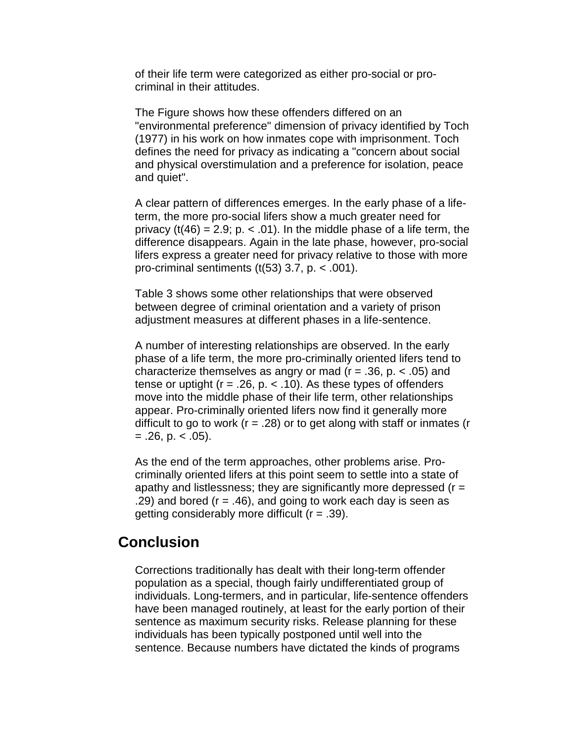of their life term were categorized as either pro-social or pro-criminal in their attitudes.

The Figure shows how these offenders differed on an "environmental preference" dimension of privacy identified by Toch (1977) in his work on how inmates cope with imprisonment. Toch defines the need for privacy as indicating a "concern about social and physical overstimulation and a preference for isolation, peace and quiet".

A clear pattern of differences emerges. In the early phase of a life-term, the more pro-social lifers show a much greater need for privacy ($t(46) = 2.9$; $p < .01$). In the middle phase of a life term, the difference disappears. Again in the late phase, however, pro-social lifers express a greater need for privacy relative to those with more pro-criminal sentiments ($t(53)$ 3.7, $p < .001$).

Table 3 shows some other relationships that were observed between degree of criminal orientation and a variety of prison adjustment measures at different phases in a life-sentence.

A number of interesting relationships are observed. In the early phase of a life term, the more pro-criminally oriented lifers tend to characterize themselves as angry or mad ($r = .36$, $p < .05$) and tense or uptight ($r = .26$, $p < .10$). As these types of offenders move into the middle phase of their life term, other relationships appear. Pro-criminally oriented lifers now find it generally more difficult to go to work ($r = .28$) or to get along with staff or inmates ($r = .26$, $p < .05$).

As the end of the term approaches, other problems arise. Pro-criminally oriented lifers at this point seem to settle into a state of apathy and listlessness; they are significantly more depressed ($r = .29$) and bored ($r = .46$), and going to work each day is seen as getting considerably more difficult ($r = .39$).

## Conclusion

Corrections traditionally has dealt with their long-term offender population as a special, though fairly undifferentiated group of individuals. Long-termers, and in particular, life-sentence offenders have been managed routinely, at least for the early portion of their sentence as maximum security risks. Release planning for these individuals has been typically postponed until well into the sentence. Because numbers have dictated the kinds of programs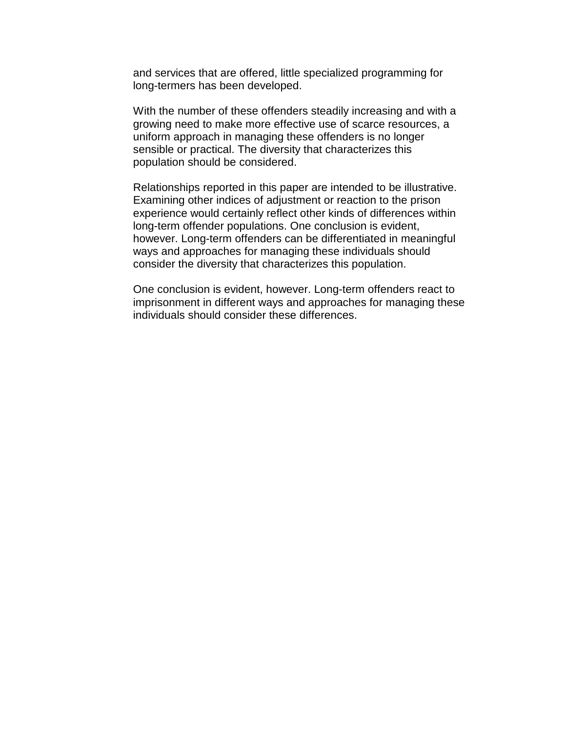and services that are offered, little specialized programming for long-termers has been developed.

With the number of these offenders steadily increasing and with a growing need to make more effective use of scarce resources, a uniform approach in managing these offenders is no longer sensible or practical. The diversity that characterizes this population should be considered.

Relationships reported in this paper are intended to be illustrative. Examining other indices of adjustment or reaction to the prison experience would certainly reflect other kinds of differences within long-term offender populations. One conclusion is evident, however. Long-term offenders can be differentiated in meaningful ways and approaches for managing these individuals should consider the diversity that characterizes this population.

One conclusion is evident, however. Long-term offenders react to imprisonment in different ways and approaches for managing these individuals should consider these differences.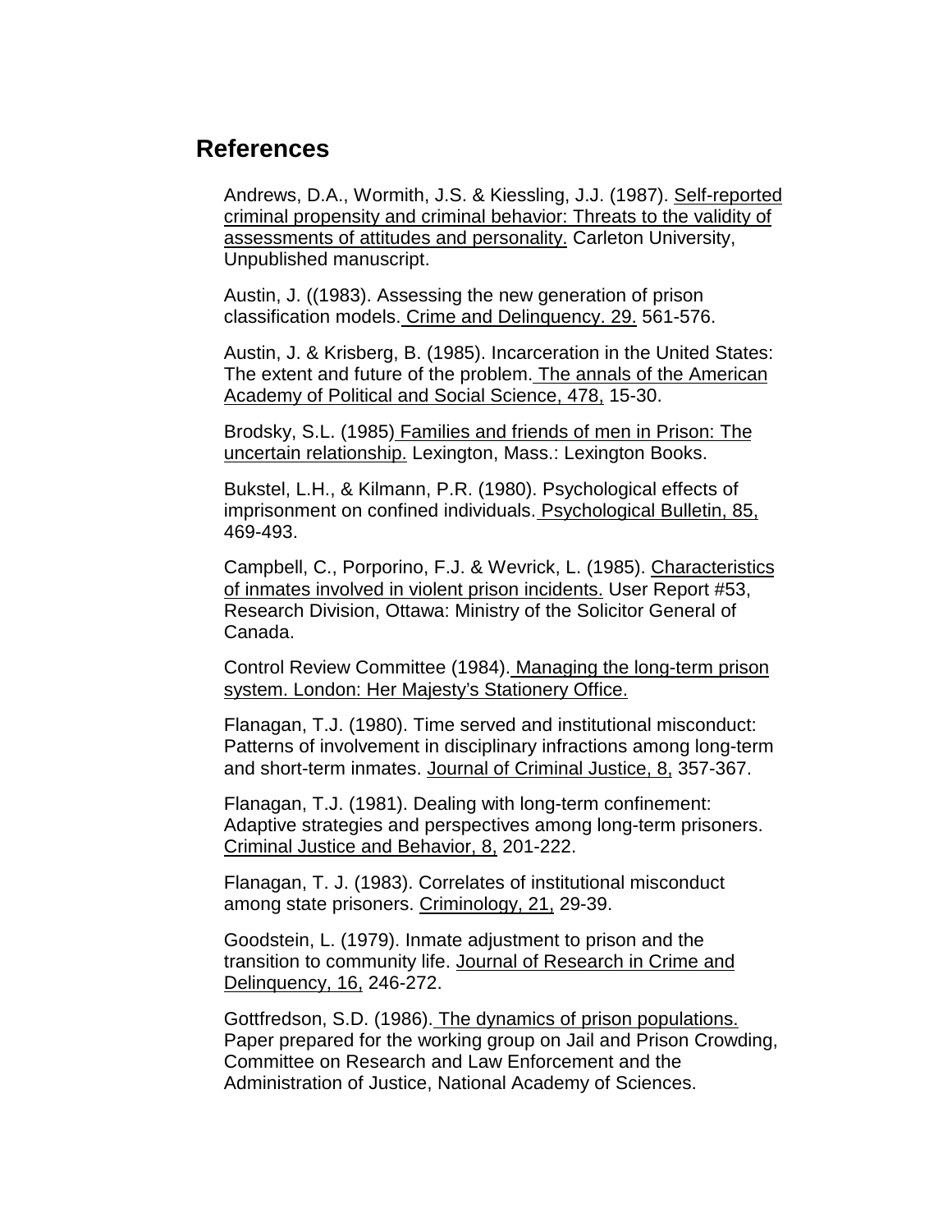## References

Andrews, D.A., Wormith, J.S. & Kiessling, J.J. (1987). Self-reported criminal propensity and criminal behavior: Threats to the validity of assessments of attitudes and personality. Carleton University, Unpublished manuscript.

Austin, J. ((1983). Assessing the new generation of prison classification models. Crime and Delinquency. 29. 561-576.

Austin, J. & Krisberg, B. (1985). Incarceration in the United States: The extent and future of the problem. The annals of the American Academy of Political and Social Science, 478, 15-30.

Brodsky, S.L. (1985) Families and friends of men in Prison: The uncertain relationship. Lexington, Mass.: Lexington Books.

Bukstel, L.H., & Kilmann, P.R. (1980). Psychological effects of imprisonment on confined individuals. Psychological Bulletin, 85, 469-493.

Campbell, C., Porporino, F.J. & Wevrick, L. (1985). Characteristics of inmates involved in violent prison incidents. User Report #53, Research Division, Ottawa: Ministry of the Solicitor General of Canada.

Control Review Committee (1984). Managing the long-term prison system. London: Her Majesty's Stationery Office.

Flanagan, T.J. (1980). Time served and institutional misconduct: Patterns of involvement in disciplinary infractions among long-term and short-term inmates. Journal of Criminal Justice, 8, 357-367.

Flanagan, T.J. (1981). Dealing with long-term confinement: Adaptive strategies and perspectives among long-term prisoners. Criminal Justice and Behavior, 8, 201-222.

Flanagan, T. J. (1983). Correlates of institutional misconduct among state prisoners. Criminology, 21, 29-39.

Goodstein, L. (1979). Inmate adjustment to prison and the transition to community life. Journal of Research in Crime and Delinquency, 16, 246-272.

Gottfredson, S.D. (1986). The dynamics of prison populations. Paper prepared for the working group on Jail and Prison Crowding, Committee on Research and Law Enforcement and the Administration of Justice, National Academy of Sciences.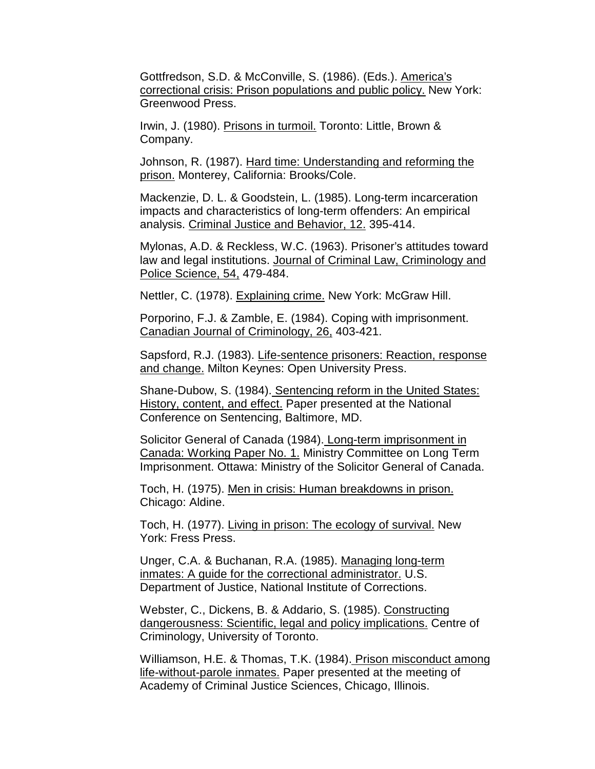Gottfredson, S.D. & McConville, S. (1986). (Eds.). America's correctional crisis: Prison populations and public policy. New York: Greenwood Press.

Irwin, J. (1980). Prisons in turmoil. Toronto: Little, Brown & Company.

Johnson, R. (1987). Hard time: Understanding and reforming the prison. Monterey, California: Brooks/Cole.

Mackenzie, D. L. & Goodstein, L. (1985). Long-term incarceration impacts and characteristics of long-term offenders: An empirical analysis. Criminal Justice and Behavior, 12. 395-414.

Mylonas, A.D. & Reckless, W.C. (1963). Prisoner's attitudes toward law and legal institutions. Journal of Criminal Law, Criminology and Police Science, 54, 479-484.

Nettler, C. (1978). Explaining crime. New York: McGraw Hill.

Porporino, F.J. & Zamble, E. (1984). Coping with imprisonment. Canadian Journal of Criminology, 26, 403-421.

Sapsford, R.J. (1983). Life-sentence prisoners: Reaction, response and change. Milton Keynes: Open University Press.

Shane-Dubow, S. (1984). Sentencing reform in the United States: History, content, and effect. Paper presented at the National Conference on Sentencing, Baltimore, MD.

Solicitor General of Canada (1984). Long-term imprisonment in Canada: Working Paper No. 1. Ministry Committee on Long Term Imprisonment. Ottawa: Ministry of the Solicitor General of Canada.

Toch, H. (1975). Men in crisis: Human breakdowns in prison. Chicago: Aldine.

Toch, H. (1977). Living in prison: The ecology of survival. New York: Fress Press.

Unger, C.A. & Buchanan, R.A. (1985). Managing long-term inmates: A guide for the correctional administrator. U.S. Department of Justice, National Institute of Corrections.

Webster, C., Dickens, B. & Addario, S. (1985). Constructing dangerousness: Scientific, legal and policy implications. Centre of Criminology, University of Toronto.

Williamson, H.E. & Thomas, T.K. (1984). Prison misconduct among life-without-parole inmates. Paper presented at the meeting of Academy of Criminal Justice Sciences, Chicago, Illinois.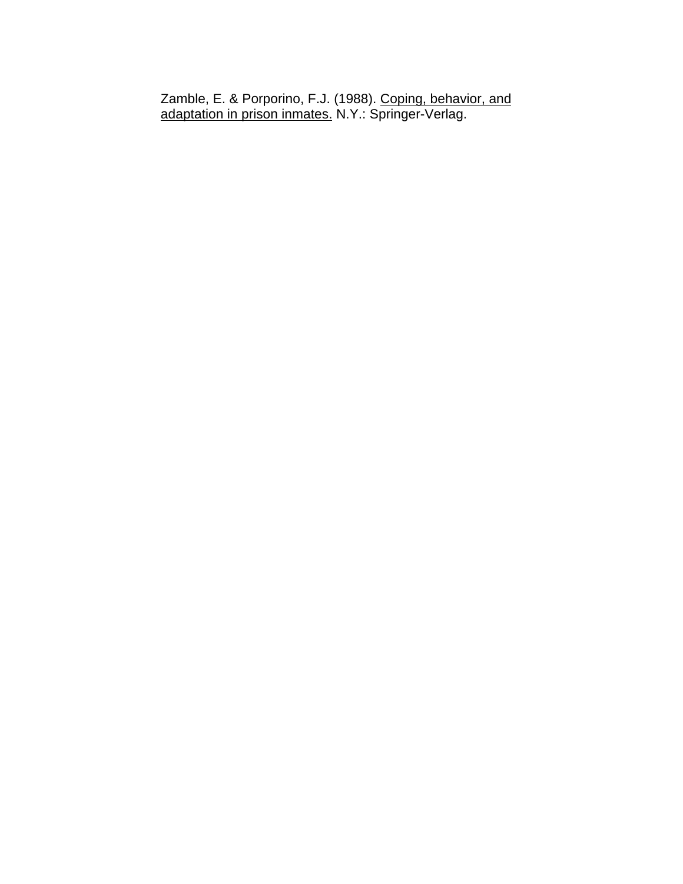Zamble, E. & Porporino, F.J. (1988). Coping, behavior, and adaptation in prison inmates. N.Y.: Springer-Verlag.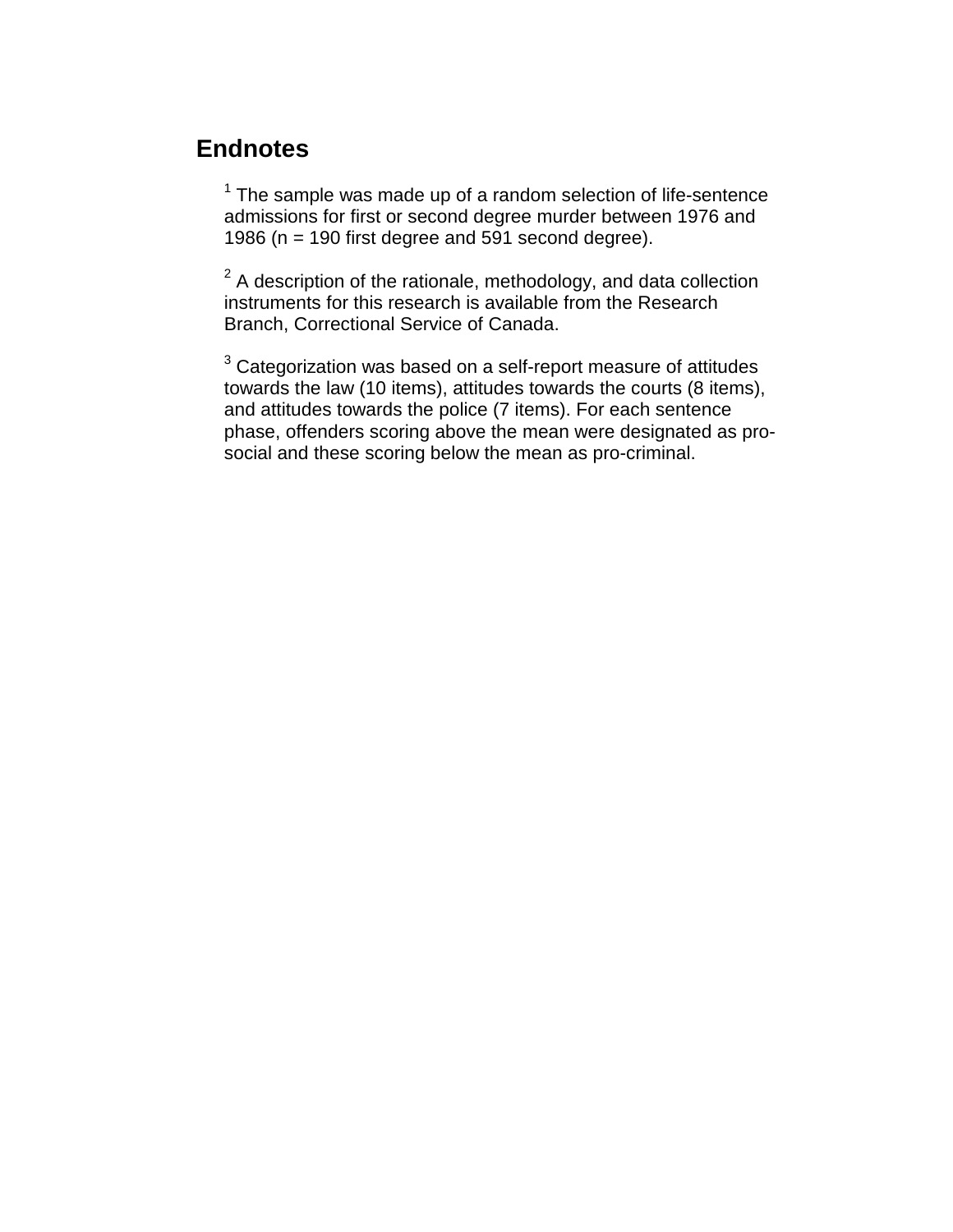## Endnotes

[1] The sample was made up of a random selection of life-sentence admissions for first or second degree murder between 1976 and 1986 (n = 190 first degree and 591 second degree).

[2] A description of the rationale, methodology, and data collection instruments for this research is available from the Research Branch, Correctional Service of Canada.

[3] Categorization was based on a self-report measure of attitudes towards the law (10 items), attitudes towards the courts (8 items), and attitudes towards the police (7 items). For each sentence phase, offenders scoring above the mean were designated as pro-social and these scoring below the mean as pro-criminal.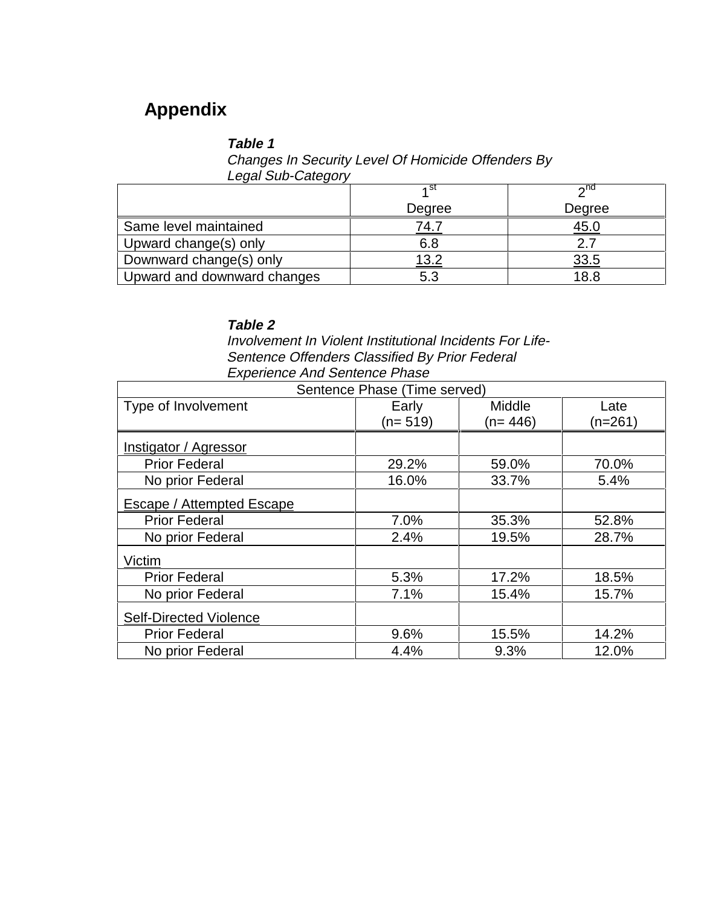# Appendix

***Table 1***
*Changes In Security Level Of Homicide Offenders By Legal Sub-Category*

| | 1st Degree | 2nd Degree |
|---|---|---|
| Same level maintained | 74.7 | 45.0 |
| Upward change(s) only | 6.8 | 2.7 |
| Downward change(s) only | 13.2 | 33.5 |
| Upward and downward changes | 5.3 | 18.8 |

***Table 2***
*Involvement In Violent Institutional Incidents For Life-Sentence Offenders Classified By Prior Federal Experience And Sentence Phase*

| Sentence Phase (Time served) | | | |
|---|---|---|---|
| Type of Involvement | Early (n= 519) | Middle (n= 446) | Late (n=261) |
| Instigator / Agressor | | | |
| Prior Federal | 29.2% | 59.0% | 70.0% |
| No prior Federal | 16.0% | 33.7% | 5.4% |
| Escape / Attempted Escape | | | |
| Prior Federal | 7.0% | 35.3% | 52.8% |
| No prior Federal | 2.4% | 19.5% | 28.7% |
| Victim | | | |
| Prior Federal | 5.3% | 17.2% | 18.5% |
| No prior Federal | 7.1% | 15.4% | 15.7% |
| Self-Directed Violence | | | |
| Prior Federal | 9.6% | 15.5% | 14.2% |
| No prior Federal | 4.4% | 9.3% | 12.0% |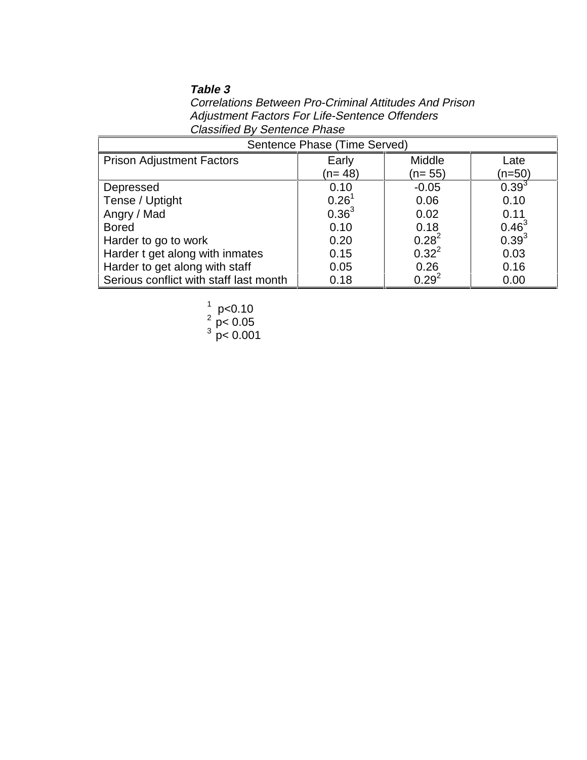***Table 3***
*Correlations Between Pro-Criminal Attitudes And Prison Adjustment Factors For Life-Sentence Offenders Classified By Sentence Phase*

| | Sentence Phase (Time Served) | | |
|---|---|---|---|
| Prison Adjustment Factors | Early (n= 48) | Middle (n= 55) | Late (n=50) |
| Depressed | 0.10 | -0.05 | 0.39[3] |
| Tense / Uptight | 0.26[1] | 0.06 | 0.10 |
| Angry / Mad | 0.36[3] | 0.02 | 0.11 |
| Bored | 0.10 | 0.18 | 0.46[3] |
| Harder to go to work | 0.20 | 0.28[2] | 0.39[3] |
| Harder t get along with inmates | 0.15 | 0.32[2] | 0.03 |
| Harder to get along with staff | 0.05 | 0.26 | 0.16 |
| Serious conflict with staff last month | 0.18 | 0.29[2] | 0.00 |

[1] $p<0.10$
[2] $p< 0.05$
[3] $p< 0.001$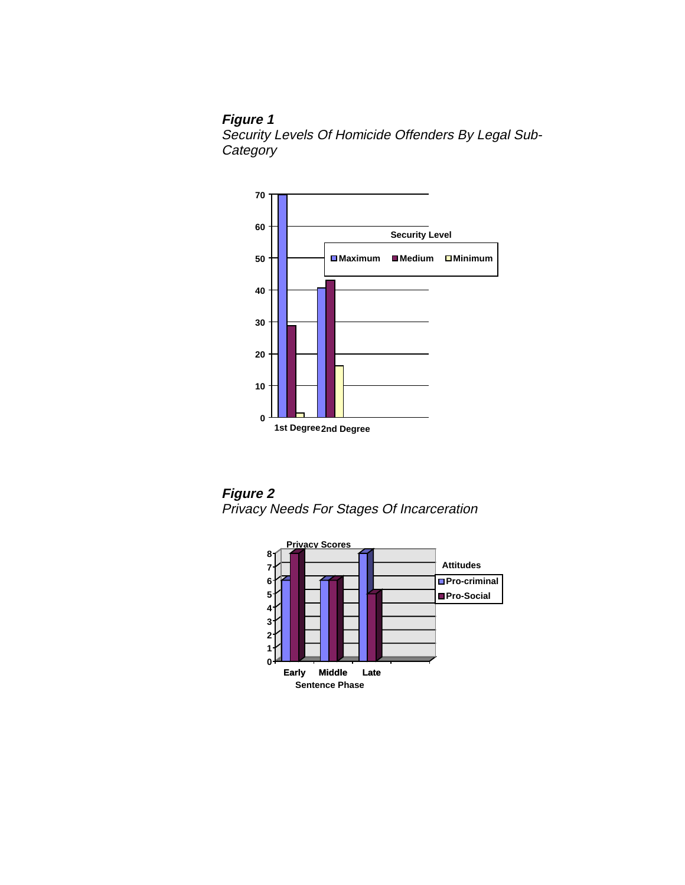***Figure 1***

*Security Levels Of Homicide Offenders By Legal Sub-Category*

***Figure 2***

*Privacy Needs For Stages Of Incarceration*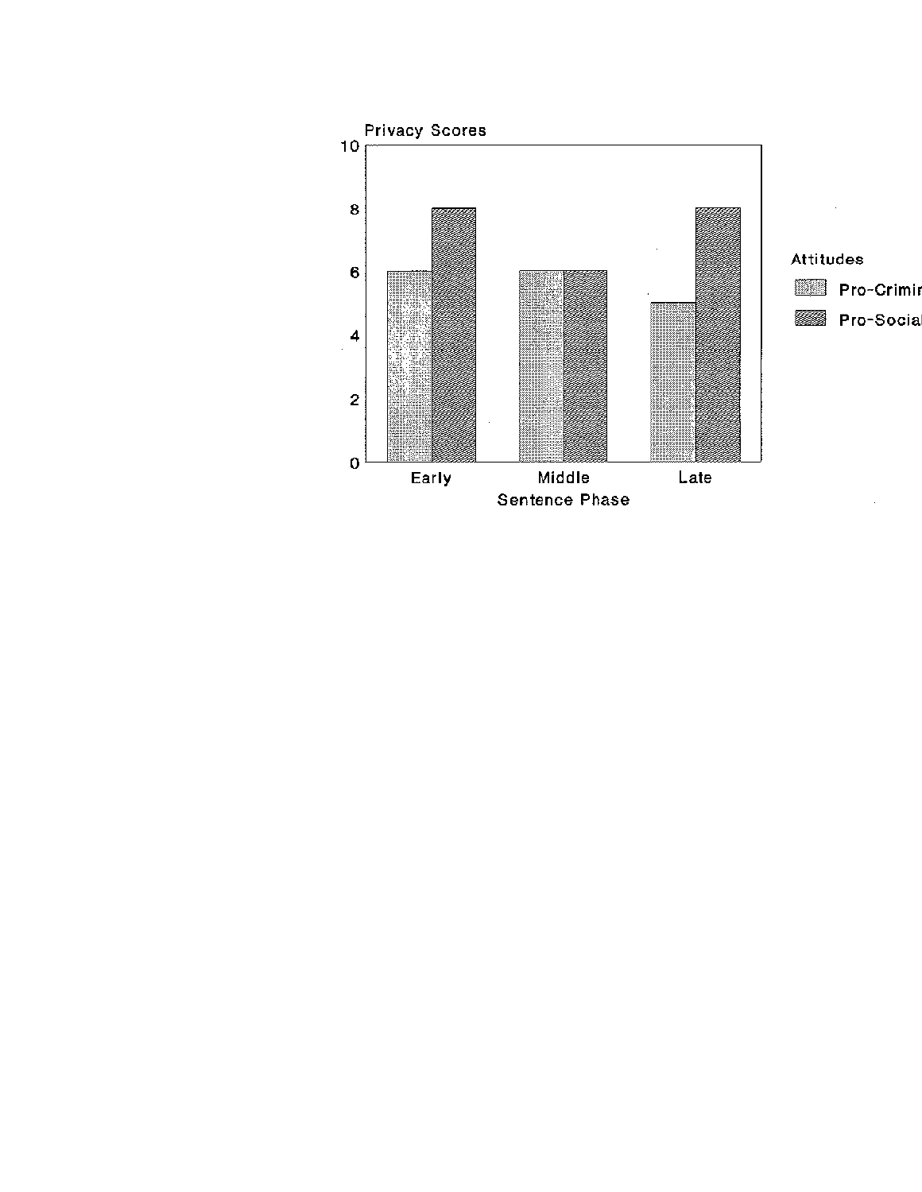Privacy Scores

10

8

6

4

2

0

Early

Middle

Late

Sentence Phase

Attitudes

Pro-Crimir

Pro-Social